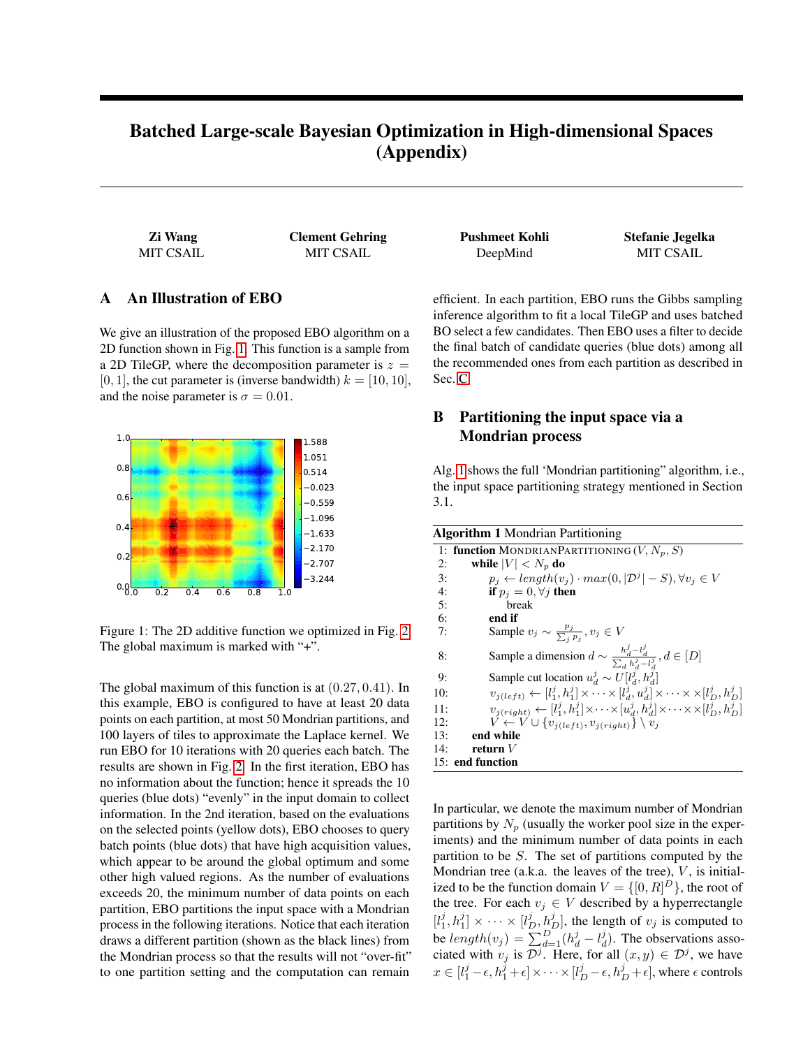# Batched Large-scale Bayesian Optimization in High-dimensional Spaces (Appendix)

**Zi Wang**
MIT CSAIL

**Clement Gehring**
MIT CSAIL

**Pushmeet Kohli**
DeepMind

**Stefanie Jegelka**
MIT CSAIL

## A An Illustration of EBO

We give an illustration of the proposed EBO algorithm on a 2D function shown in Fig. 1. This function is a sample from a 2D TileGP, where the decomposition parameter is $z = [0, 1]$, the cut parameter is (inverse bandwidth) $k = [10, 10]$, and the noise parameter is $\sigma = 0.01$.

Figure 1: The 2D additive function we optimized in Fig. 2. The global maximum is marked with "+".

The global maximum of this function is at $(0.27, 0.41)$. In this example, EBO is configured to have at least 20 data points on each partition, at most 50 Mondrian partitions, and 100 layers of tiles to approximate the Laplace kernel. We run EBO for 10 iterations with 20 queries each batch. The results are shown in Fig. 2. In the first iteration, EBO has no information about the function; hence it spreads the 10 queries (blue dots) "evenly" in the input domain to collect information. In the 2nd iteration, based on the evaluations on the selected points (yellow dots), EBO chooses to query batch points (blue dots) that have high acquisition values, which appear to be around the global optimum and some other high valued regions. As the number of evaluations exceeds 20, the minimum number of data points on each partition, EBO partitions the input space with a Mondrian process in the following iterations. Notice that each iteration draws a different partition (shown as the black lines) from the Mondrian process so that the results will not "over-fit" to one partition setting and the computation can remain efficient. In each partition, EBO runs the Gibbs sampling inference algorithm to fit a local TileGP and uses batched BO select a few candidates. Then EBO uses a filter to decide the final batch of candidate queries (blue dots) among all the recommended ones from each partition as described in Sec. C.

## B Partitioning the input space via a Mondrian process

Alg. 1 shows the full 'Mondrian partitioning' algorithm, i.e., the input space partitioning strategy mentioned in Section 3.1.

**Algorithm 1** Mondrian Partitioning

```
1:  function MONDRIANPARTITIONING(V, N_p, S)
2:      while |V| < N_p do
3:          p_j ← length(v_j) · max(0, |D^j| − S), ∀v_j ∈ V
4:          if p_j = 0, ∀j then
5:              break
6:          end if
7:          Sample v_j ~ p_j / Σ_j p_j, v_j ∈ V
8:          Sample a dimension d ~ (h_d^j − l_d^j) / Σ_d (h_d^j − l_d^j), d ∈ [D]
9:          Sample cut location u_d^j ~ U[l_d^j, h_d^j]
10:         v_{j(left)} ← [l_1^j, h_1^j] × ··· × [l_d^j, u_d^j] × ··· × [l_D^j, h_D^j]
11:         v_{j(right)} ← [l_1^j, h_1^j] × ··· × [u_d^j, h_d^j] × ··· × [l_D^j, h_D^j]
12:         V ← V ∪ {v_{j(left)}, v_{j(right)}} \ v_j
13:     end while
14:     return V
15: end function
```

In particular, we denote the maximum number of Mondrian partitions by $N_p$ (usually the worker pool size in the experiments) and the minimum number of data points in each partition to be $S$. The set of partitions computed by the Mondrian tree (a.k.a. the leaves of the tree), $V$, is initialized to be the function domain $V = \{[0, R]^D\}$, the root of the tree. For each $v_j \in V$ described by a hyperrectangle $[l_1^j, h_1^j] \times \cdots \times [l_D^j, h_D^j]$, the length of $v_j$ is computed to be $length(v_j) = \sum_{d=1}^{D}(h_d^j - l_d^j)$. The observations associated with $v_j$ is $\mathcal{D}^j$. Here, for all $(x, y) \in \mathcal{D}^j$, we have $x \in [l_1^j - \epsilon, h_1^j + \epsilon] \times \cdots \times [l_D^j - \epsilon, h_D^j + \epsilon]$, where $\epsilon$ controls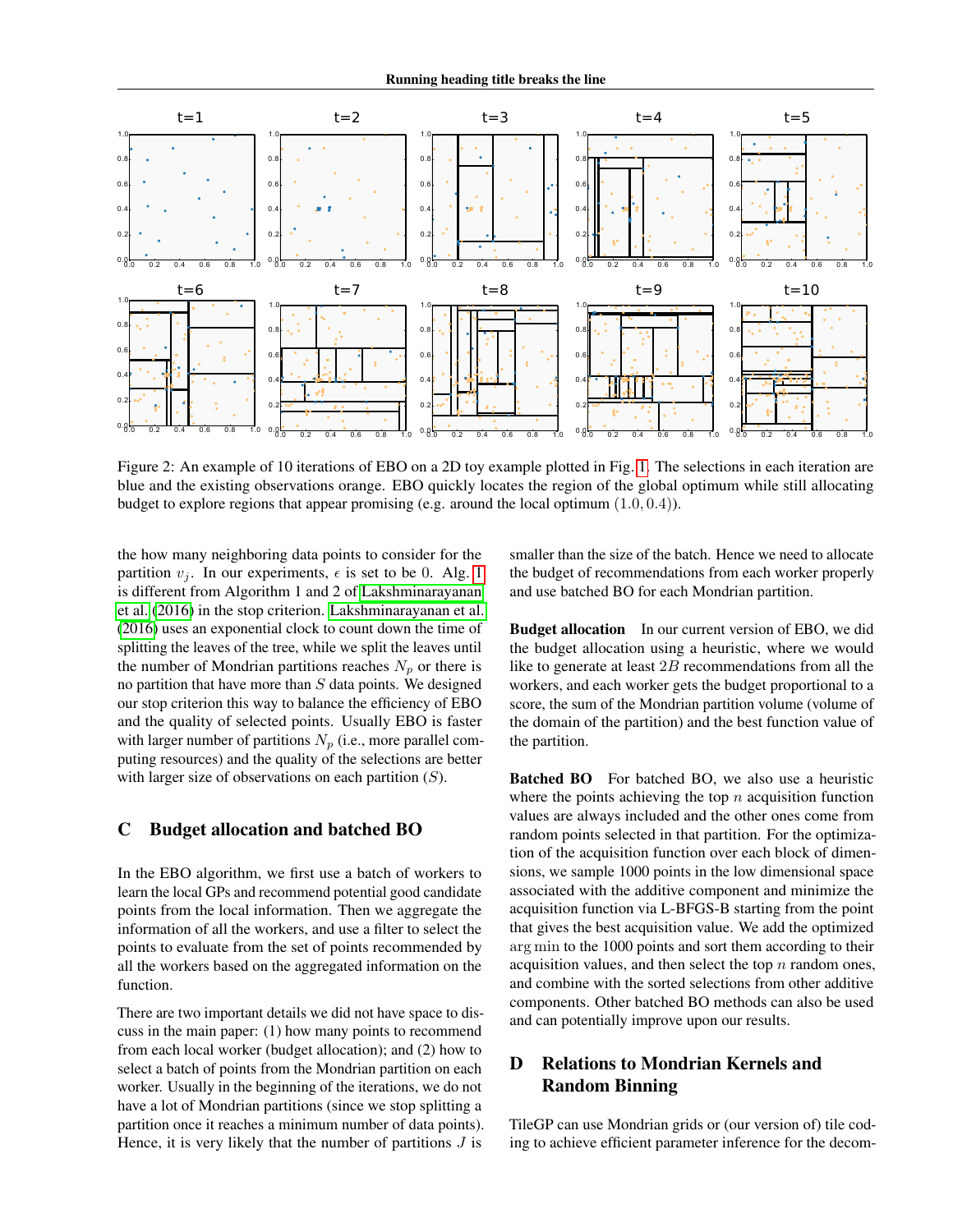Figure 2: An example of 10 iterations of EBO on a 2D toy example plotted in Fig. 1. The selections in each iteration are blue and the existing observations orange. EBO quickly locates the region of the global optimum while still allocating budget to explore regions that appear promising (e.g. around the local optimum $(1.0, 0.4)$).

the how many neighboring data points to consider for the partition $v_j$. In our experiments, $\epsilon$ is set to be 0. Alg. 1 is different from Algorithm 1 and 2 of Lakshminarayanan et al. (2016) in the stop criterion. Lakshminarayanan et al. (2016) uses an exponential clock to count down the time of splitting the leaves of the tree, while we split the leaves until the number of Mondrian partitions reaches $N_p$ or there is no partition that have more than $S$ data points. We designed our stop criterion this way to balance the efficiency of EBO and the quality of selected points. Usually EBO is faster with larger number of partitions $N_p$ (i.e., more parallel computing resources) and the quality of the selections are better with larger size of observations on each partition ($S$).

## C Budget allocation and batched BO

In the EBO algorithm, we first use a batch of workers to learn the local GPs and recommend potential good candidate points from the local information. Then we aggregate the information of all the workers, and use a filter to select the points to evaluate from the set of points recommended by all the workers based on the aggregated information on the function.

There are two important details we did not have space to discuss in the main paper: (1) how many points to recommend from each local worker (budget allocation); and (2) how to select a batch of points from the Mondrian partition on each worker. Usually in the beginning of the iterations, we do not have a lot of Mondrian partitions (since we stop splitting a partition once it reaches a minimum number of data points). Hence, it is very likely that the number of partitions $J$ is smaller than the size of the batch. Hence we need to allocate the budget of recommendations from each worker properly and use batched BO for each Mondrian partition.

**Budget allocation** In our current version of EBO, we did the budget allocation using a heuristic, where we would like to generate at least $2B$ recommendations from all the workers, and each worker gets the budget proportional to a score, the sum of the Mondrian partition volume (volume of the domain of the partition) and the best function value of the partition.

**Batched BO** For batched BO, we also use a heuristic where the points achieving the top $n$ acquisition function values are always included and the other ones come from random points selected in that partition. For the optimization of the acquisition function over each block of dimensions, we sample 1000 points in the low dimensional space associated with the additive component and minimize the acquisition function via L-BFGS-B starting from the point that gives the best acquisition value. We add the optimized $\arg\min$ to the 1000 points and sort them according to their acquisition values, and then select the top $n$ random ones, and combine with the sorted selections from other additive components. Other batched BO methods can also be used and can potentially improve upon our results.

## D Relations to Mondrian Kernels and Random Binning

TileGP can use Mondrian grids or (our version of) tile coding to achieve efficient parameter inference for the decom-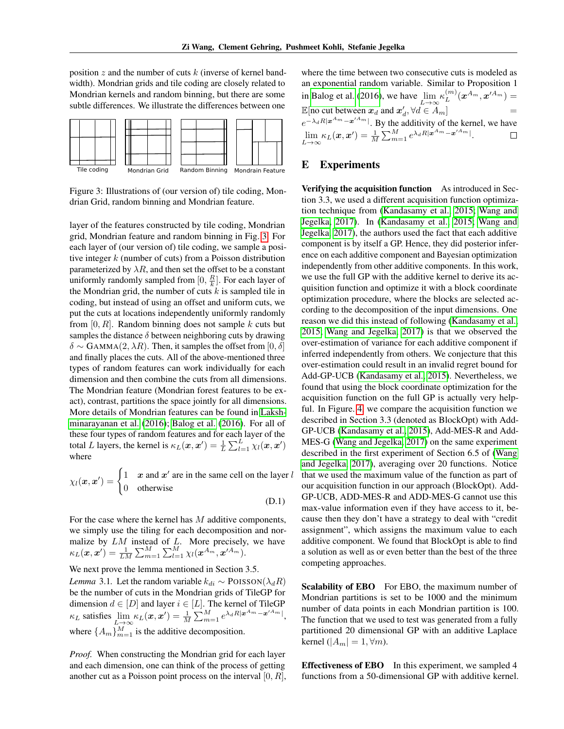position $z$ and the number of cuts $k$ (inverse of kernel bandwidth). Mondrian grids and tile coding are closely related to Mondrian kernels and random binning, but there are some subtle differences. We illustrate the differences between one layer of the features constructed by tile coding, Mondrian grid, Mondrian feature and random binning in Fig. 3. For each layer of (our version of) tile coding, we sample a positive integer $k$ (number of cuts) from a Poisson distribution parameterized by $\lambda R$, and then set the offset to be a constant uniformly randomly sampled from $[0, \frac{R}{k}]$. For each layer of the Mondrian grid, the number of cuts $k$ is sampled tile in coding, but instead of using an offset and uniform cuts, we put the cuts at locations independently uniformly randomly from $[0, R]$. Random binning does not sample $k$ cuts but samples the distance $\delta$ between neighboring cuts by drawing $\delta \sim \text{GAMMA}(2, \lambda R)$. Then, it samples the offset from $[0, \delta]$ and finally places the cuts. All of the above-mentioned three types of random features can work individually for each dimension and then combine the cuts from all dimensions. The Mondrian feature (Mondrian forest features to be exact), contrast, partitions the space jointly for all dimensions. More details of Mondrian features can be found in Lakshminarayanan et al. (2016); Balog et al. (2016). For all of these four types of random features and for each layer of the total $L$ layers, the kernel is $\kappa_L(\boldsymbol{x}, \boldsymbol{x}') = \frac{1}{L}\sum_{l=1}^{L} \chi_l(\boldsymbol{x}, \boldsymbol{x}')$ where

Tile coding | Mondrian Grid | Random Binning | Mondrain Feature

Figure 3: Illustrations of (our version of) tile coding, Mondrian Grid, random binning and Mondrian feature.

$$\chi_l(\boldsymbol{x}, \boldsymbol{x}') = \begin{cases} 1 & \boldsymbol{x} \text{ and } \boldsymbol{x}' \text{ are in the same cell on the layer } l \\ 0 & \text{otherwise} \end{cases} \tag{D.1}$$

For the case where the kernel has $M$ additive components, we simply use the tiling for each decomposition and normalize by $LM$ instead of $L$. More precisely, we have $\kappa_L(\boldsymbol{x}, \boldsymbol{x}') = \frac{1}{LM}\sum_{m=1}^{M}\sum_{l=1}^{L} \chi_l(\boldsymbol{x}^{A_m}, \boldsymbol{x}'^{A_m})$.

We next prove the lemma mentioned in Section 3.5.

*Lemma* 3.1. Let the random variable $k_{di} \sim \text{POISSON}(\lambda_d R)$ be the number of cuts in the Mondrian grids of TileGP for dimension $d \in [D]$ and layer $i \in [L]$. The kernel of TileGP $\kappa_L$ satisfies $\lim_{L\to\infty} \kappa_L(\boldsymbol{x}, \boldsymbol{x}') = \frac{1}{M}\sum_{m=1}^{M} e^{\lambda_d R|\boldsymbol{x}^{A_m} - \boldsymbol{x}'^{A_m}|}$, where $\{A_m\}_{m=1}^{M}$ is the additive decomposition.

*Proof.* When constructing the Mondrian grid for each layer and each dimension, one can think of the process of getting another cut as a Poisson point process on the interval $[0, R]$, where the time between two consecutive cuts is modeled as an exponential random variable. Similar to Proposition 1 in Balog et al. (2016), we have $\lim_{L\to\infty} \kappa_L^{(m)}(\boldsymbol{x}^{A_m}, \boldsymbol{x}'^{A_m}) = \mathbb{E}[\text{no cut between } \boldsymbol{x}_d \text{ and } \boldsymbol{x}'_d, \forall d \in A_m] = e^{-\lambda_d R|\boldsymbol{x}^{A_m} - \boldsymbol{x}'^{A_m}|}$. By the additivity of the kernel, we have $\lim_{L\to\infty} \kappa_L(\boldsymbol{x}, \boldsymbol{x}') = \frac{1}{M}\sum_{m=1}^{M} e^{\lambda_d R|\boldsymbol{x}^{A_m} - \boldsymbol{x}'^{A_m}|}$. □

# E Experiments

**Verifying the acquisition function** As introduced in Section 3.3, we used a different acquisition function optimization technique from (Kandasamy et al., 2015; Wang and Jegelka, 2017). In (Kandasamy et al., 2015; Wang and Jegelka, 2017), the authors used the fact that each additive component is by itself a GP. Hence, they did posterior inference on each additive component and Bayesian optimization independently from other additive components. In this work, we use the full GP with the additive kernel to derive its acquisition function and optimize it with a block coordinate optimization procedure, where the blocks are selected according to the decomposition of the input dimensions. One reason we did this instead of following (Kandasamy et al., 2015; Wang and Jegelka, 2017) is that we observed the over-estimation of variance for each additive component if inferred independently from others. We conjecture that this over-estimation could result in an invalid regret bound for Add-GP-UCB (Kandasamy et al., 2015). Nevertheless, we found that using the block coordinate optimization for the acquisition function on the full GP is actually very helpful. In Figure. 4, we compare the acquisition function we described in Section 3.3 (denoted as BlockOpt) with Add-GP-UCB (Kandasamy et al., 2015), Add-MES-R and Add-MES-G (Wang and Jegelka, 2017) on the same experiment described in the first experiment of Section 6.5 of (Wang and Jegelka, 2017), averaging over 20 functions. Notice that we used the maximum value of the function as part of our acquisition function in our approach (BlockOpt). Add-GP-UCB, ADD-MES-R and ADD-MES-G cannot use this max-value information even if they have access to it, because then they don't have a strategy to deal with "credit assignment", which assigns the maximum value to each additive component. We found that BlockOpt is able to find a solution as well as or even better than the best of the three competing approaches.

**Scalability of EBO** For EBO, the maximum number of Mondrian partitions is set to be 1000 and the minimum number of data points in each Mondrian partition is 100. The function that we used to test was generated from a fully partitioned 20 dimensional GP with an additive Laplace kernel ($|A_m| = 1, \forall m$).

**Effectiveness of EBO** In this experiment, we sampled 4 functions from a 50-dimensional GP with additive kernel.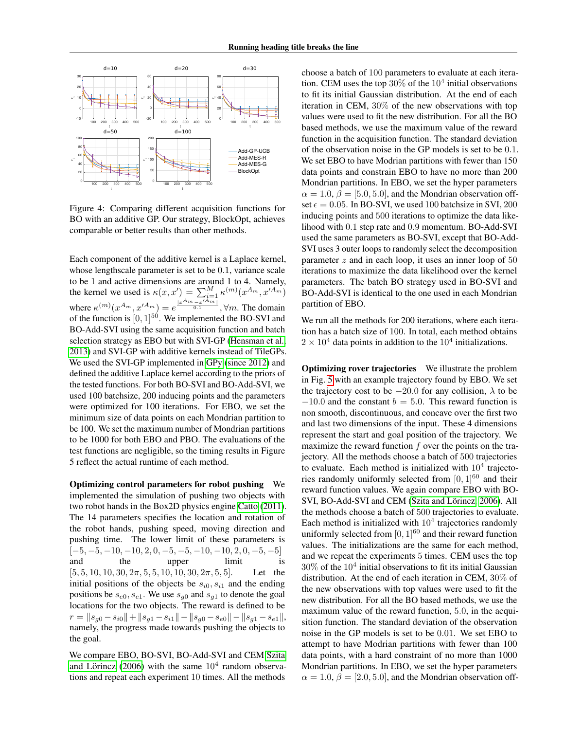Figure 4: Comparing different acquisition functions for BO with an additive GP. Our strategy, BlockOpt, achieves comparable or better results than other methods.

Each component of the additive kernel is a Laplace kernel, whose lengthscale parameter is set to be 0.1, variance scale to be 1 and active dimensions are around 1 to 4. Namely, the kernel we used is $\kappa(x, x') = \sum_{i=1}^{M} \kappa^{(m)}(x^{A_m}, x'^{A_m})$ where $\kappa^{(m)}(x^{A_m}, x'^{A_m}) = e^{\frac{|x^{A_m} - x'^{A_m}|}{0.1}}, \forall m$. The domain of the function is $[0, 1]^{50}$. We implemented the BO-SVI and BO-Add-SVI using the same acquisition function and batch selection strategy as EBO but with SVI-GP (Hensman et al., 2013) and SVI-GP with additive kernels instead of TileGPs. We used the SVI-GP implemented in GPy (since 2012) and defined the additive Laplace kernel according to the priors of the tested functions. For both BO-SVI and BO-Add-SVI, we used 100 batchsize, 200 inducing points and the parameters were optimized for 100 iterations. For EBO, we set the minimum size of data points on each Mondrian partition to be 100. We set the maximum number of Mondrian partitions to be 1000 for both EBO and PBO. The evaluations of the test functions are negligible, so the timing results in Figure 5 reflect the actual runtime of each method.

**Optimizing control parameters for robot pushing** We implemented the simulation of pushing two objects with two robot hands in the Box2D physics engine Catto (2011). The 14 parameters specifies the location and rotation of the robot hands, pushing speed, moving direction and pushing time. The lower limit of these parameters is $[-5, -5, -10, -10, 2, 0, -5, -5, -10, -10, 2, 0, -5, -5]$ and the upper limit is $[5, 5, 10, 10, 30, 2\pi, 5, 5, 10, 10, 30, 2\pi, 5, 5]$. Let the initial positions of the objects be $s_{i0}, s_{i1}$ and the ending positions be $s_{e0}, s_{e1}$. We use $s_{g0}$ and $s_{g1}$ to denote the goal locations for the two objects. The reward is defined to be $r = \|s_{g0} - s_{i0}\| + \|s_{g1} - s_{i1}\| - \|s_{g0} - s_{e0}\| - \|s_{g1} - s_{e1}\|$, namely, the progress made towards pushing the objects to the goal.

We compare EBO, BO-SVI, BO-Add-SVI and CEM Szita and Lörincz (2006) with the same $10^4$ random observations and repeat each experiment 10 times. All the methods choose a batch of 100 parameters to evaluate at each iteration. CEM uses the top 30% of the $10^4$ initial observations to fit its initial Gaussian distribution. At the end of each iteration in CEM, 30% of the new observations with top values were used to fit the new distribution. For all the BO based methods, we use the maximum value of the reward function in the acquisition function. The standard deviation of the observation noise in the GP models is set to be 0.1. We set EBO to have Modrian partitions with fewer than 150 data points and constrain EBO to have no more than 200 Mondrian partitions. In EBO, we set the hyper parameters $\alpha = 1.0$, $\beta = [5.0, 5.0]$, and the Mondrian observation offset $\epsilon = 0.05$. In BO-SVI, we used 100 batchsize in SVI, 200 inducing points and 500 iterations to optimize the data likelihood with 0.1 step rate and 0.9 momentum. BO-Add-SVI used the same parameters as BO-SVI, except that BO-Add-SVI uses 3 outer loops to randomly select the decomposition parameter $z$ and in each loop, it uses an inner loop of 50 iterations to maximize the data likelihood over the kernel parameters. The batch BO strategy used in BO-SVI and BO-Add-SVI is identical to the one used in each Mondrian partition of EBO.

We run all the methods for 200 iterations, where each iteration has a batch size of 100. In total, each method obtains $2 \times 10^4$ data points in addition to the $10^4$ initializations.

**Optimizing rover trajectories** We illustrate the problem in Fig. 5 with an example trajectory found by EBO. We set the trajectory cost to be $-20.0$ for any collision, $\lambda$ to be $-10.0$ and the constant $b = 5.0$. This reward function is non smooth, discontinuous, and concave over the first two and last two dimensions of the input. These 4 dimensions represent the start and goal position of the trajectory. We maximize the reward function $f$ over the points on the trajectory. All the methods choose a batch of 500 trajectories to evaluate. Each method is initialized with $10^4$ trajectories randomly uniformly selected from $[0, 1]^{60}$ and their reward function values. We again compare EBO with BO-SVI, BO-Add-SVI and CEM (Szita and Lörincz, 2006). All the methods choose a batch of 500 trajectories to evaluate. Each method is initialized with $10^4$ trajectories randomly uniformly selected from $[0, 1]^{60}$ and their reward function values. The initializations are the same for each method, and we repeat the experiments 5 times. CEM uses the top 30% of the $10^4$ initial observations to fit its initial Gaussian distribution. At the end of each iteration in CEM, 30% of the new observations with top values were used to fit the new distribution. For all the BO based methods, we use the maximum value of the reward function, 5.0, in the acquisition function. The standard deviation of the observation noise in the GP models is set to be 0.01. We set EBO to attempt to have Modrian partitions with fewer than 100 data points, with a hard constraint of no more than 1000 Mondrian partitions. In EBO, we set the hyper parameters $\alpha = 1.0$, $\beta = [2.0, 5.0]$, and the Mondrian observation off-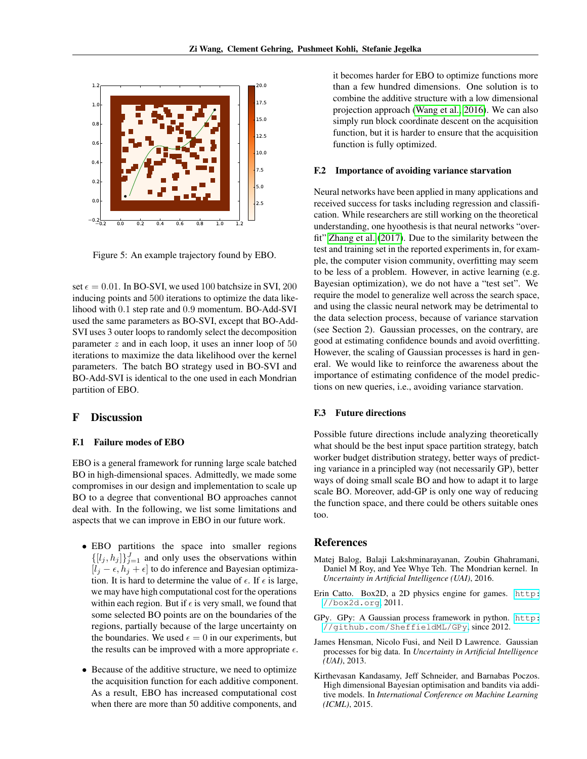Figure 5: An example trajectory found by EBO.

set $\epsilon = 0.01$. In BO-SVI, we used 100 batchsize in SVI, 200 inducing points and 500 iterations to optimize the data likelihood with 0.1 step rate and 0.9 momentum. BO-Add-SVI used the same parameters as BO-SVI, except that BO-Add-SVI uses 3 outer loops to randomly select the decomposition parameter $z$ and in each loop, it uses an inner loop of 50 iterations to maximize the data likelihood over the kernel parameters. The batch BO strategy used in BO-SVI and BO-Add-SVI is identical to the one used in each Mondrian partition of EBO.

# F Discussion

## F.1 Failure modes of EBO

EBO is a general framework for running large scale batched BO in high-dimensional spaces. Admittedly, we made some compromises in our design and implementation to scale up BO to a degree that conventional BO approaches cannot deal with. In the following, we list some limitations and aspects that we can improve in EBO in our future work.

- EBO partitions the space into smaller regions $\{[l_j, h_j]\}_{j=1}^J$ and only uses the observations within $[l_j - \epsilon, h_j + \epsilon]$ to do inference and Bayesian optimization. It is hard to determine the value of $\epsilon$. If $\epsilon$ is large, we may have high computational cost for the operations within each region. But if $\epsilon$ is very small, we found that some selected BO points are on the boundaries of the regions, partially because of the large uncertainty on the boundaries. We used $\epsilon = 0$ in our experiments, but the results can be improved with a more appropriate $\epsilon$.
- Because of the additive structure, we need to optimize the acquisition function for each additive component. As a result, EBO has increased computational cost when there are more than 50 additive components, and it becomes harder for EBO to optimize functions more than a few hundred dimensions. One solution is to combine the additive structure with a low dimensional projection approach (Wang et al., 2016). We can also simply run block coordinate descent on the acquisition function, but it is harder to ensure that the acquisition function is fully optimized.

## F.2 Importance of avoiding variance starvation

Neural networks have been applied in many applications and received success for tasks including regression and classification. While researchers are still working on the theoretical understanding, one hypothesis is that neural networks "overfit" Zhang et al. (2017). Due to the similarity between the test and training set in the reported experiments in, for example, the computer vision community, overfitting may seem to be less of a problem. However, in active learning (e.g. Bayesian optimization), we do not have a "test set". We require the model to generalize well across the search space, and using the classic neural network may be detrimental to the data selection process, because of variance starvation (see Section 2). Gaussian processes, on the contrary, are good at estimating confidence bounds and avoid overfitting. However, the scaling of Gaussian processes is hard in general. We would like to reinforce the awareness about the importance of estimating confidence of the model predictions on new queries, i.e., avoiding variance starvation.

## F.3 Future directions

Possible future directions include analyzing theoretically what should be the best input space partition strategy, batch worker budget distribution strategy, better ways of predicting variance in a principled way (not necessarily GP), better ways of doing small scale BO and how to adapt it to large scale BO. Moreover, add-GP is only one way of reducing the function space, and there could be others suitable ones too.

# References

Matej Balog, Balaji Lakshminarayanan, Zoubin Ghahramani, Daniel M Roy, and Yee Whye Teh. The Mondrian kernel. In *Uncertainty in Artificial Intelligence (UAI)*, 2016.

Erin Catto. Box2D, a 2D physics engine for games. http://box2d.org, 2011.

GPy. GPy: A Gaussian process framework in python. http://github.com/SheffieldML/GPy, since 2012.

James Hensman, Nicolo Fusi, and Neil D Lawrence. Gaussian processes for big data. In *Uncertainty in Artificial Intelligence (UAI)*, 2013.

Kirthevasan Kandasamy, Jeff Schneider, and Barnabas Poczos. High dimensional Bayesian optimisation and bandits via additive models. In *International Conference on Machine Learning (ICML)*, 2015.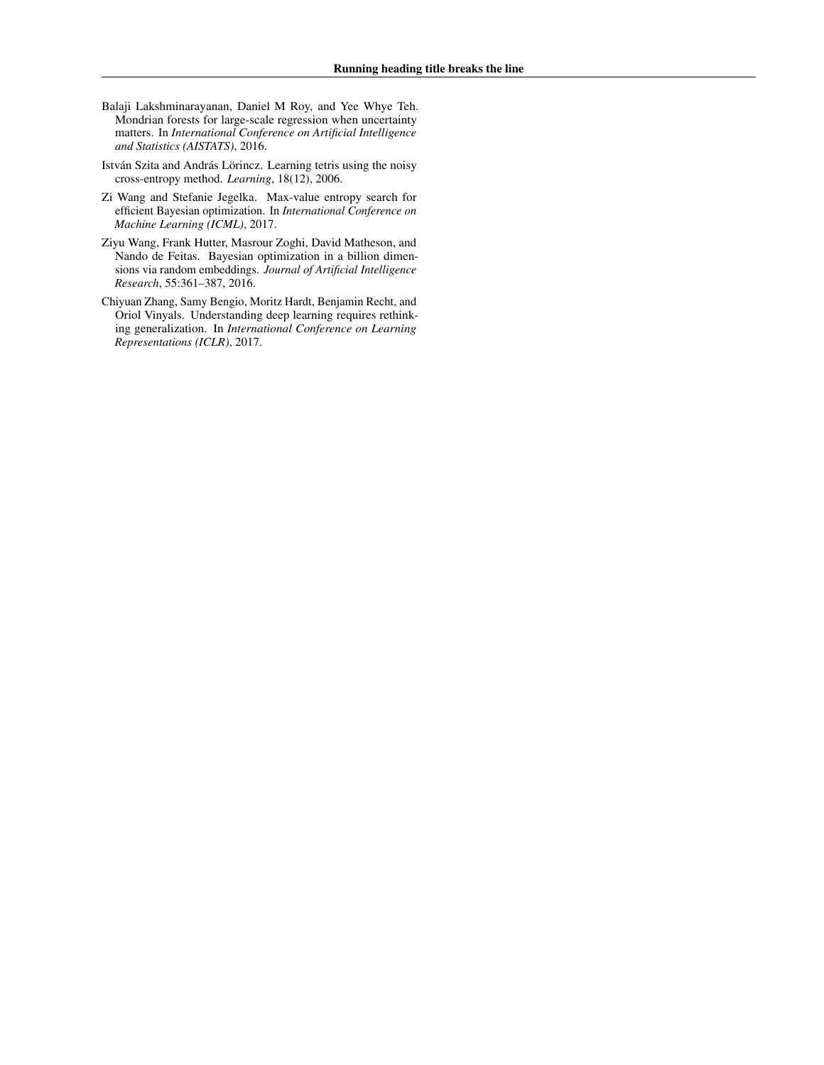Balaji Lakshminarayanan, Daniel M Roy, and Yee Whye Teh. Mondrian forests for large-scale regression when uncertainty matters. In *International Conference on Artificial Intelligence and Statistics (AISTATS)*, 2016.

István Szita and András Lörincz. Learning tetris using the noisy cross-entropy method. *Learning*, 18(12), 2006.

Zi Wang and Stefanie Jegelka. Max-value entropy search for efficient Bayesian optimization. In *International Conference on Machine Learning (ICML)*, 2017.

Ziyu Wang, Frank Hutter, Masrour Zoghi, David Matheson, and Nando de Feitas. Bayesian optimization in a billion dimensions via random embeddings. *Journal of Artificial Intelligence Research*, 55:361–387, 2016.

Chiyuan Zhang, Samy Bengio, Moritz Hardt, Benjamin Recht, and Oriol Vinyals. Understanding deep learning requires rethinking generalization. In *International Conference on Learning Representations (ICLR)*, 2017.